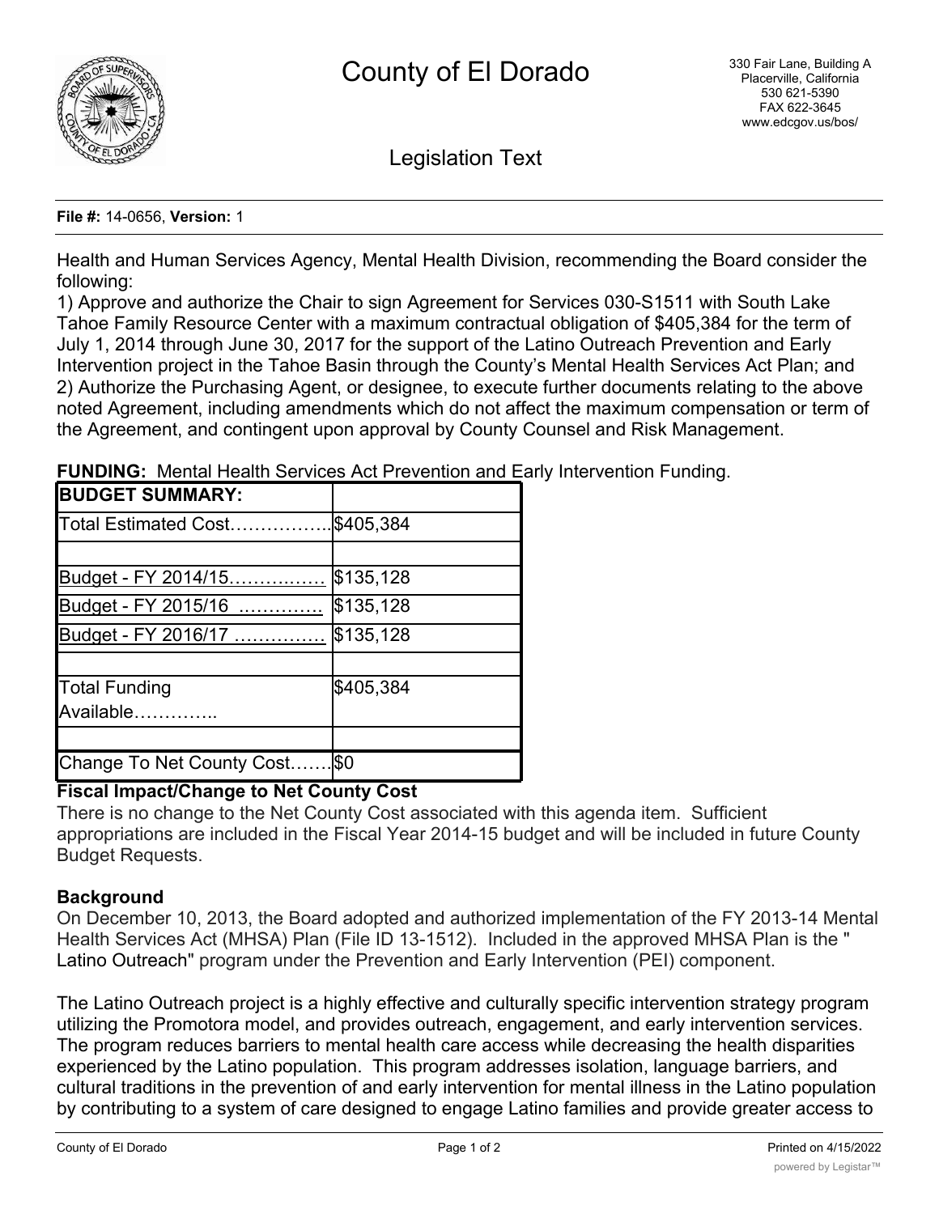# County of El Dorado

330 Fair Lane, Building A
Placerville, California
530 621-5390
FAX 622-3645
www.edcgov.us/bos/

## Legislation Text

**File #:** 14-0656, **Version:** 1

Health and Human Services Agency, Mental Health Division, recommending the Board consider the following:
1) Approve and authorize the Chair to sign Agreement for Services 030-S1511 with South Lake Tahoe Family Resource Center with a maximum contractual obligation of $405,384 for the term of July 1, 2014 through June 30, 2017 for the support of the Latino Outreach Prevention and Early Intervention project in the Tahoe Basin through the County's Mental Health Services Act Plan; and
2) Authorize the Purchasing Agent, or designee, to execute further documents relating to the above noted Agreement, including amendments which do not affect the maximum compensation or term of the Agreement, and contingent upon approval by County Counsel and Risk Management.

**FUNDING:** Mental Health Services Act Prevention and Early Intervention Funding.

| **BUDGET SUMMARY:** | |
|---|---|
| Total Estimated Cost…………….. | $405,384 |
| | |
| Budget - FY 2014/15……….…… | $135,128 |
| Budget - FY 2015/16 …………. | $135,128 |
| Budget - FY 2016/17 …………… | $135,128 |
| | |
| Total Funding Available………….. | $405,384 |
| | |
| Change To Net County Cost……. | $0 |

**Fiscal Impact/Change to Net County Cost**
There is no change to the Net County Cost associated with this agenda item. Sufficient appropriations are included in the Fiscal Year 2014-15 budget and will be included in future County Budget Requests.

**Background**
On December 10, 2013, the Board adopted and authorized implementation of the FY 2013-14 Mental Health Services Act (MHSA) Plan (File ID 13-1512). Included in the approved MHSA Plan is the "Latino Outreach" program under the Prevention and Early Intervention (PEI) component.

The Latino Outreach project is a highly effective and culturally specific intervention strategy program utilizing the Promotora model, and provides outreach, engagement, and early intervention services. The program reduces barriers to mental health care access while decreasing the health disparities experienced by the Latino population. This program addresses isolation, language barriers, and cultural traditions in the prevention of and early intervention for mental illness in the Latino population by contributing to a system of care designed to engage Latino families and provide greater access to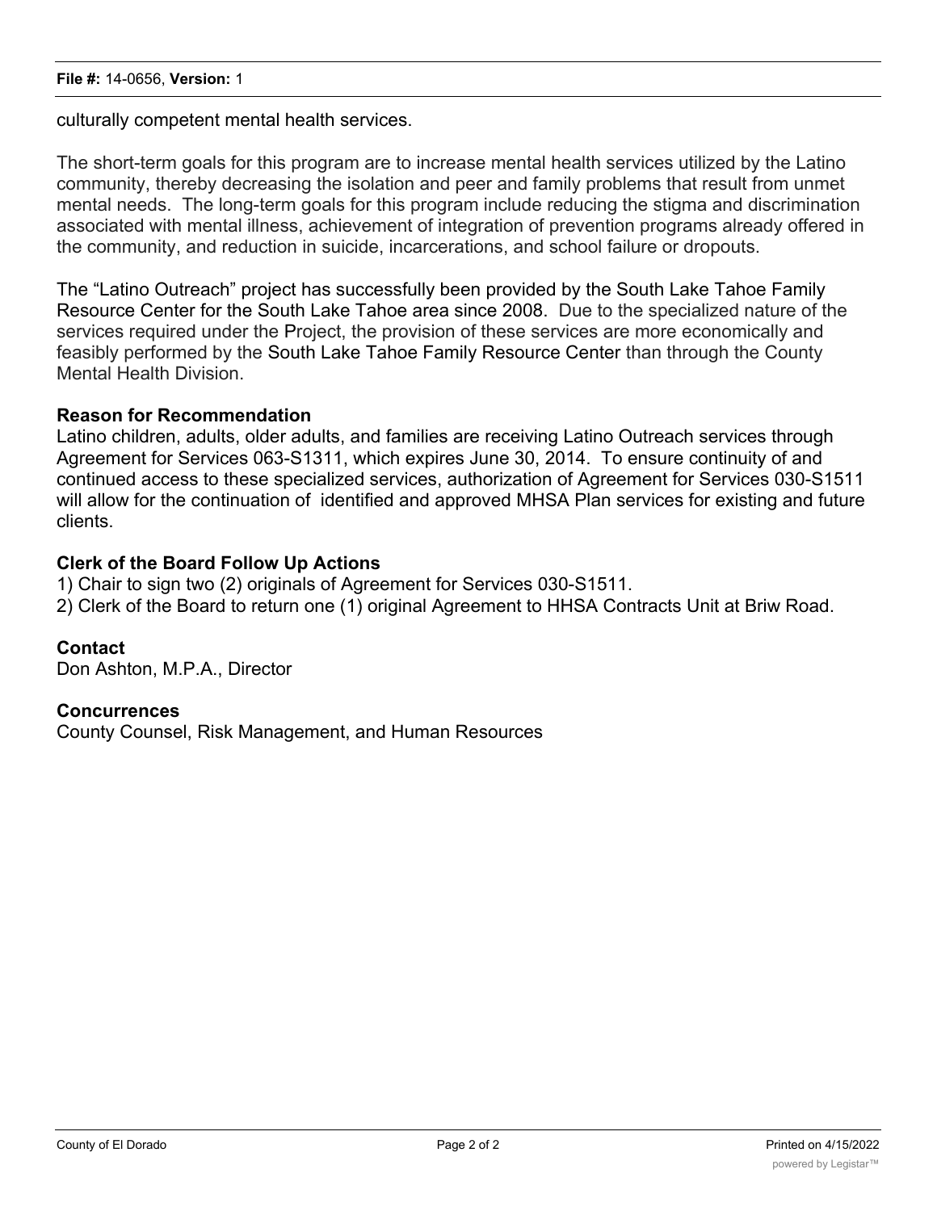culturally competent mental health services.

The short-term goals for this program are to increase mental health services utilized by the Latino community, thereby decreasing the isolation and peer and family problems that result from unmet mental needs. The long-term goals for this program include reducing the stigma and discrimination associated with mental illness, achievement of integration of prevention programs already offered in the community, and reduction in suicide, incarcerations, and school failure or dropouts.

The "Latino Outreach" project has successfully been provided by the South Lake Tahoe Family Resource Center for the South Lake Tahoe area since 2008. Due to the specialized nature of the services required under the Project, the provision of these services are more economically and feasibly performed by the South Lake Tahoe Family Resource Center than through the County Mental Health Division.

**Reason for Recommendation**

Latino children, adults, older adults, and families are receiving Latino Outreach services through Agreement for Services 063-S1311, which expires June 30, 2014. To ensure continuity of and continued access to these specialized services, authorization of Agreement for Services 030-S1511 will allow for the continuation of identified and approved MHSA Plan services for existing and future clients.

**Clerk of the Board Follow Up Actions**

1) Chair to sign two (2) originals of Agreement for Services 030-S1511.
2) Clerk of the Board to return one (1) original Agreement to HHSA Contracts Unit at Briw Road.

**Contact**

Don Ashton, M.P.A., Director

**Concurrences**

County Counsel, Risk Management, and Human Resources